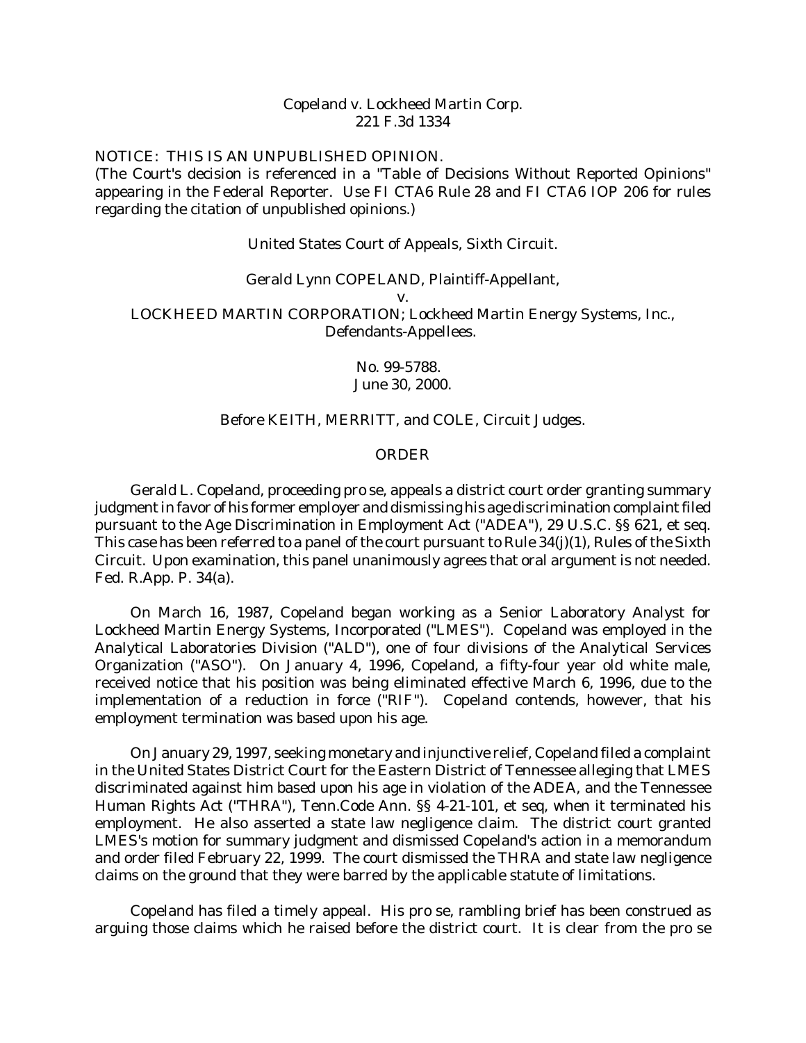Copeland v. Lockheed Martin Corp.
221 F.3d 1334

NOTICE: THIS IS AN UNPUBLISHED OPINION.
(The Court's decision is referenced in a "Table of Decisions Without Reported Opinions" appearing in the Federal Reporter. Use FI CTA6 Rule 28 and FI CTA6 IOP 206 for rules regarding the citation of unpublished opinions.)

United States Court of Appeals, Sixth Circuit.

Gerald Lynn COPELAND, Plaintiff-Appellant,
v.
LOCKHEED MARTIN CORPORATION; Lockheed Martin Energy Systems, Inc., Defendants-Appellees.

No. 99-5788.
June 30, 2000.

Before KEITH, MERRITT, and COLE, Circuit Judges.

## ORDER

Gerald L. Copeland, proceeding pro se, appeals a district court order granting summary judgment in favor of his former employer and dismissing his age discrimination complaint filed pursuant to the Age Discrimination in Employment Act ("ADEA"), 29 U.S.C. §§ 621, et seq. This case has been referred to a panel of the court pursuant to Rule 34(j)(1), Rules of the Sixth Circuit. Upon examination, this panel unanimously agrees that oral argument is not needed. Fed. R.App. P. 34(a).

On March 16, 1987, Copeland began working as a Senior Laboratory Analyst for Lockheed Martin Energy Systems, Incorporated ("LMES"). Copeland was employed in the Analytical Laboratories Division ("ALD"), one of four divisions of the Analytical Services Organization ("ASO"). On January 4, 1996, Copeland, a fifty-four year old white male, received notice that his position was being eliminated effective March 6, 1996, due to the implementation of a reduction in force ("RIF"). Copeland contends, however, that his employment termination was based upon his age.

On January 29, 1997, seeking monetary and injunctive relief, Copeland filed a complaint in the United States District Court for the Eastern District of Tennessee alleging that LMES discriminated against him based upon his age in violation of the ADEA, and the Tennessee Human Rights Act ("THRA"), Tenn.Code Ann. §§ 4-21-101, et seq, when it terminated his employment. He also asserted a state law negligence claim. The district court granted LMES's motion for summary judgment and dismissed Copeland's action in a memorandum and order filed February 22, 1999. The court dismissed the THRA and state law negligence claims on the ground that they were barred by the applicable statute of limitations.

Copeland has filed a timely appeal. His pro se, rambling brief has been construed as arguing those claims which he raised before the district court. It is clear from the pro se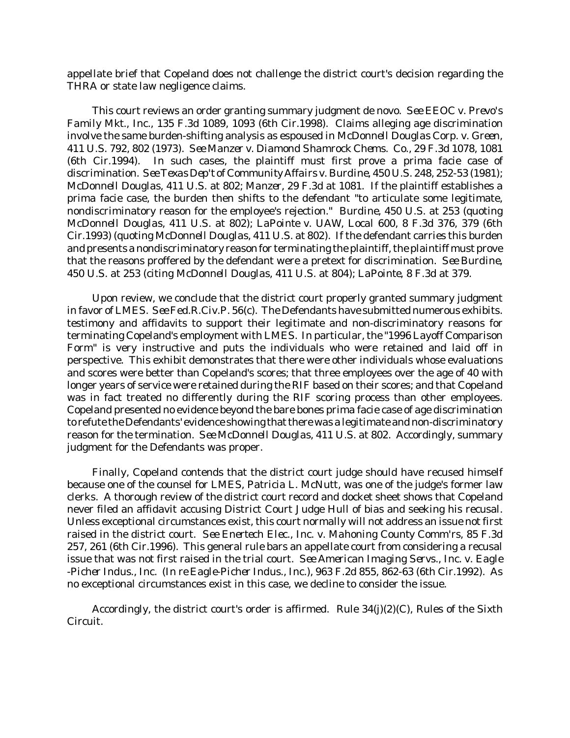appellate brief that Copeland does not challenge the district court's decision regarding the THRA or state law negligence claims.

This court reviews an order granting summary judgment de novo. *See EEOC v. Prevo's Family Mkt., Inc.*, 135 F.3d 1089, 1093 (6th Cir.1998). Claims alleging age discrimination involve the same burden-shifting analysis as espoused in *McDonnell Douglas Corp. v. Green*, 411 U.S. 792, 802 (1973). *See Manzer v. Diamond Shamrock Chems. Co.*, 29 F.3d 1078, 1081 (6th Cir.1994). In such cases, the plaintiff must first prove a prima facie case of discrimination. *See Texas Dep't of Community Affairs v. Burdine*, 450 U.S. 248, 252-53 (1981); *McDonnell Douglas*, 411 U.S. at 802; *Manzer*, 29 F.3d at 1081. If the plaintiff establishes a prima facie case, the burden then shifts to the defendant "to articulate some legitimate, nondiscriminatory reason for the employee's rejection." *Burdine*, 450 U.S. at 253 (quoting *McDonnell Douglas*, 411 U.S. at 802); *LaPointe v. UAW, Local 600*, 8 F.3d 376, 379 (6th Cir.1993) (quoting *McDonnell Douglas*, 411 U.S. at 802). If the defendant carries this burden and presents a nondiscriminatory reason for terminating the plaintiff, the plaintiff must prove that the reasons proffered by the defendant were a pretext for discrimination. *See Burdine*, 450 U.S. at 253 (citing *McDonnell Douglas*, 411 U.S. at 804); *LaPointe*, 8 F.3d at 379.

Upon review, we conclude that the district court properly granted summary judgment in favor of LMES. *See* Fed.R.Civ.P. 56(c). The Defendants have submitted numerous exhibits. testimony and affidavits to support their legitimate and non-discriminatory reasons for terminating Copeland's employment with LMES. In particular, the "1996 Layoff Comparison Form" is very instructive and puts the individuals who were retained and laid off in perspective. This exhibit demonstrates that there were other individuals whose evaluations and scores were better than Copeland's scores; that three employees over the age of 40 with longer years of service were retained during the RIF based on their scores; and that Copeland was in fact treated no differently during the RIF scoring process than other employees. Copeland presented no evidence beyond the bare bones prima facie case of age discrimination to refute the Defendants' evidence showing that there was a legitimate and non-discriminatory reason for the termination. *See McDonnell Douglas*, 411 U.S. at 802. Accordingly, summary judgment for the Defendants was proper.

Finally, Copeland contends that the district court judge should have recused himself because one of the counsel for LMES, Patricia L. McNutt, was one of the judge's former law clerks. A thorough review of the district court record and docket sheet shows that Copeland never filed an affidavit accusing District Court Judge Hull of bias and seeking his recusal. Unless exceptional circumstances exist, this court normally will not address an issue not first raised in the district court. *See Enertech Elec., Inc. v. Mahoning County Comm'rs*, 85 F.3d 257, 261 (6th Cir.1996). This general rule bars an appellate court from considering a recusal issue that was not first raised in the trial court. *See American Imaging Servs., Inc. v. Eagle -Picher Indus., Inc. (In re Eagle-Picher Indus., Inc.)*, 963 F.2d 855, 862-63 (6th Cir.1992). As no exceptional circumstances exist in this case, we decline to consider the issue.

Accordingly, the district court's order is affirmed. Rule 34(j)(2)(C), Rules of the Sixth Circuit.